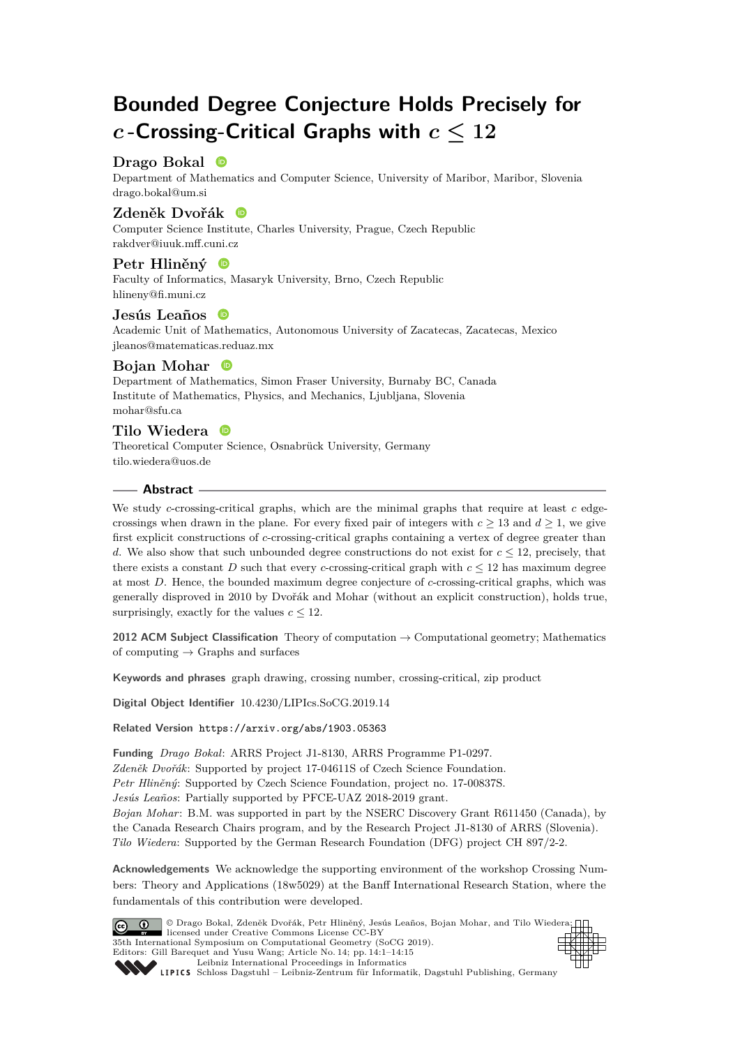# Bounded Degree Conjecture Holds Precisely for $c$-Crossing-Critical Graphs with $c \leq 12$

**Drago Bokal**
Department of Mathematics and Computer Science, University of Maribor, Maribor, Slovenia
drago.bokal@um.si

**Zdeněk Dvořák**
Computer Science Institute, Charles University, Prague, Czech Republic
rakdver@iuuk.mff.cuni.cz

**Petr Hliněný**
Faculty of Informatics, Masaryk University, Brno, Czech Republic
hlineny@fi.muni.cz

**Jesús Leaños**
Academic Unit of Mathematics, Autonomous University of Zacatecas, Zacatecas, Mexico
jleanos@matematicas.reduaz.mx

**Bojan Mohar**
Department of Mathematics, Simon Fraser University, Burnaby BC, Canada
Institute of Mathematics, Physics, and Mechanics, Ljubljana, Slovenia
mohar@sfu.ca

**Tilo Wiedera**
Theoretical Computer Science, Osnabrück University, Germany
tilo.wiedera@uos.de

## Abstract

We study $c$-crossing-critical graphs, which are the minimal graphs that require at least $c$ edge-crossings when drawn in the plane. For every fixed pair of integers with $c \geq 13$ and $d \geq 1$, we give first explicit constructions of $c$-crossing-critical graphs containing a vertex of degree greater than $d$. We also show that such unbounded degree constructions do not exist for $c \leq 12$, precisely, that there exists a constant $D$ such that every $c$-crossing-critical graph with $c \leq 12$ has maximum degree at most $D$. Hence, the bounded maximum degree conjecture of $c$-crossing-critical graphs, which was generally disproved in 2010 by Dvořák and Mohar (without an explicit construction), holds true, surprisingly, exactly for the values $c \leq 12$.

**2012 ACM Subject Classification** Theory of computation → Computational geometry; Mathematics of computing → Graphs and surfaces

**Keywords and phrases** graph drawing, crossing number, crossing-critical, zip product

**Digital Object Identifier** 10.4230/LIPIcs.SoCG.2019.14

**Related Version** https://arxiv.org/abs/1903.05363

**Funding** *Drago Bokal*: ARRS Project J1-8130, ARRS Programme P1-0297.
*Zdeněk Dvořák*: Supported by project 17-04611S of Czech Science Foundation.
*Petr Hliněný*: Supported by Czech Science Foundation, project no. 17-00837S.
*Jesús Leaños*: Partially supported by PFCE-UAZ 2018-2019 grant.
*Bojan Mohar*: B.M. was supported in part by the NSERC Discovery Grant R611450 (Canada), by the Canada Research Chairs program, and by the Research Project J1-8130 of ARRS (Slovenia).
*Tilo Wiedera*: Supported by the German Research Foundation (DFG) project CH 897/2-2.

**Acknowledgements** We acknowledge the supporting environment of the workshop Crossing Numbers: Theory and Applications (18w5029) at the Banff International Research Station, where the fundamentals of this contribution were developed.

© Drago Bokal, Zdeněk Dvořák, Petr Hliněný, Jesús Leaños, Bojan Mohar, and Tilo Wiedera; licensed under Creative Commons License CC-BY
35th International Symposium on Computational Geometry (SoCG 2019).
Editors: Gill Barequet and Yusu Wang; Article No. 14; pp. 14:1–14:15
Leibniz International Proceedings in Informatics
Schloss Dagstuhl – Leibniz-Zentrum für Informatik, Dagstuhl Publishing, Germany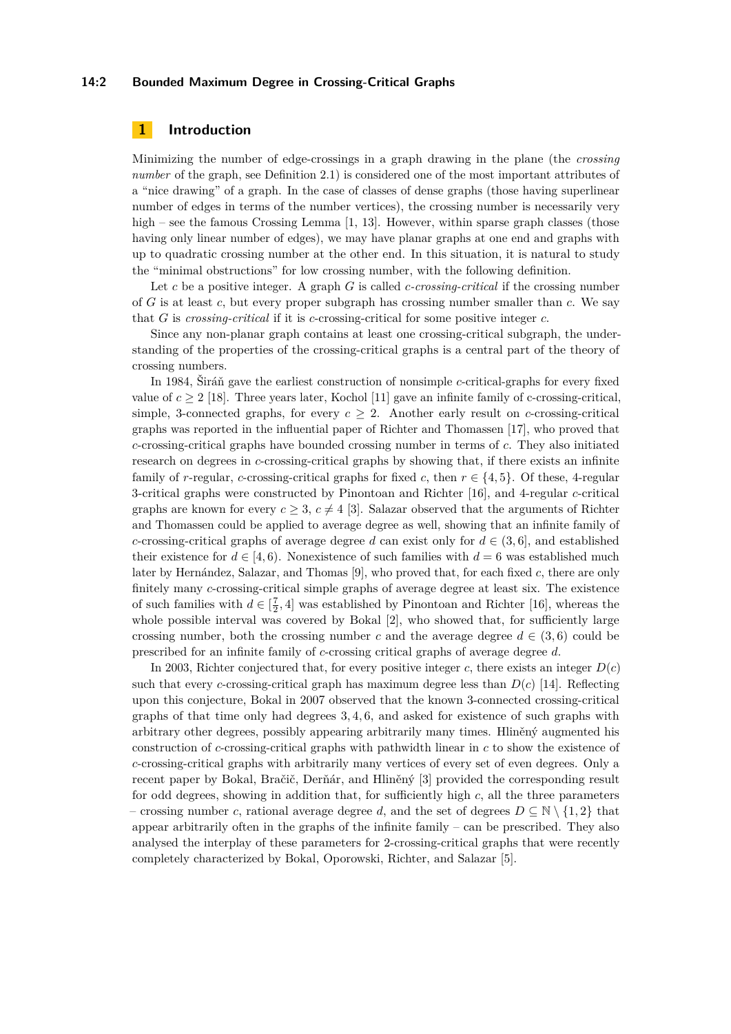## 1 Introduction

Minimizing the number of edge-crossings in a graph drawing in the plane (the *crossing number* of the graph, see Definition 2.1) is considered one of the most important attributes of a "nice drawing" of a graph. In the case of classes of dense graphs (those having superlinear number of edges in terms of the number vertices), the crossing number is necessarily very high – see the famous Crossing Lemma [1, 13]. However, within sparse graph classes (those having only linear number of edges), we may have planar graphs at one end and graphs with up to quadratic crossing number at the other end. In this situation, it is natural to study the "minimal obstructions" for low crossing number, with the following definition.

Let $c$ be a positive integer. A graph $G$ is called *$c$-crossing-critical* if the crossing number of $G$ is at least $c$, but every proper subgraph has crossing number smaller than $c$. We say that $G$ is *crossing-critical* if it is $c$-crossing-critical for some positive integer $c$.

Since any non-planar graph contains at least one crossing-critical subgraph, the understanding of the properties of the crossing-critical graphs is a central part of the theory of crossing numbers.

In 1984, Širáň gave the earliest construction of nonsimple $c$-critical-graphs for every fixed value of $c \geq 2$ [18]. Three years later, Kochol [11] gave an infinite family of c-crossing-critical, simple, 3-connected graphs, for every $c \geq 2$. Another early result on $c$-crossing-critical graphs was reported in the influential paper of Richter and Thomassen [17], who proved that $c$-crossing-critical graphs have bounded crossing number in terms of $c$. They also initiated research on degrees in $c$-crossing-critical graphs by showing that, if there exists an infinite family of $r$-regular, $c$-crossing-critical graphs for fixed $c$, then $r \in \{4, 5\}$. Of these, 4-regular 3-critical graphs were constructed by Pinontoan and Richter [16], and 4-regular $c$-critical graphs are known for every $c \geq 3$, $c \neq 4$ [3]. Salazar observed that the arguments of Richter and Thomassen could be applied to average degree as well, showing that an infinite family of $c$-crossing-critical graphs of average degree $d$ can exist only for $d \in (3, 6]$, and established their existence for $d \in [4, 6)$. Nonexistence of such families with $d = 6$ was established much later by Hernández, Salazar, and Thomas [9], who proved that, for each fixed $c$, there are only finitely many $c$-crossing-critical simple graphs of average degree at least six. The existence of such families with $d \in [\frac{7}{2}, 4]$ was established by Pinontoan and Richter [16], whereas the whole possible interval was covered by Bokal [2], who showed that, for sufficiently large crossing number, both the crossing number $c$ and the average degree $d \in (3, 6)$ could be prescribed for an infinite family of $c$-crossing critical graphs of average degree $d$.

In 2003, Richter conjectured that, for every positive integer $c$, there exists an integer $D(c)$ such that every $c$-crossing-critical graph has maximum degree less than $D(c)$ [14]. Reflecting upon this conjecture, Bokal in 2007 observed that the known 3-connected crossing-critical graphs of that time only had degrees 3, 4, 6, and asked for existence of such graphs with arbitrary other degrees, possibly appearing arbitrarily many times. Hliněný augmented his construction of $c$-crossing-critical graphs with pathwidth linear in $c$ to show the existence of $c$-crossing-critical graphs with arbitrarily many vertices of every set of even degrees. Only a recent paper by Bokal, Bračič, Derňár, and Hliněný [3] provided the corresponding result for odd degrees, showing in addition that, for sufficiently high $c$, all the three parameters – crossing number $c$, rational average degree $d$, and the set of degrees $D \subseteq \mathbb{N} \setminus \{1, 2\}$ that appear arbitrarily often in the graphs of the infinite family – can be prescribed. They also analysed the interplay of these parameters for 2-crossing-critical graphs that were recently completely characterized by Bokal, Oporowski, Richter, and Salazar [5].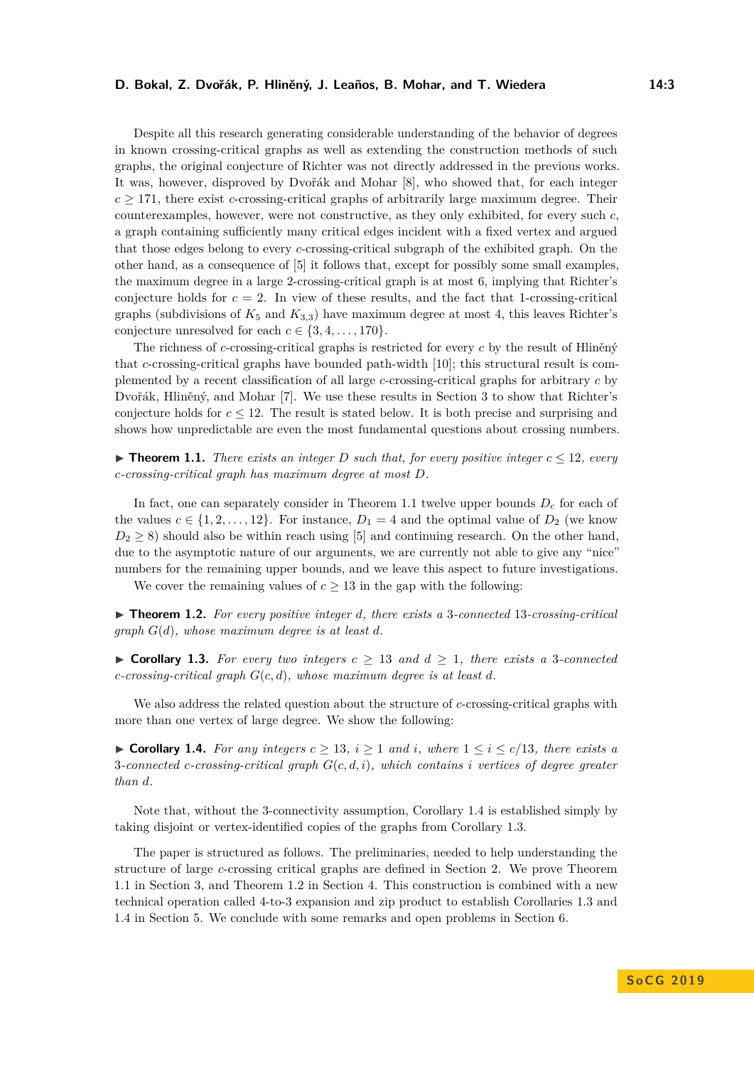Despite all this research generating considerable understanding of the behavior of degrees in known crossing-critical graphs as well as extending the construction methods of such graphs, the original conjecture of Richter was not directly addressed in the previous works. It was, however, disproved by Dvořák and Mohar [8], who showed that, for each integer $c \geq 171$, there exist $c$-crossing-critical graphs of arbitrarily large maximum degree. Their counterexamples, however, were not constructive, as they only exhibited, for every such $c$, a graph containing sufficiently many critical edges incident with a fixed vertex and argued that those edges belong to every $c$-crossing-critical subgraph of the exhibited graph. On the other hand, as a consequence of [5] it follows that, except for possibly some small examples, the maximum degree in a large 2-crossing-critical graph is at most 6, implying that Richter's conjecture holds for $c = 2$. In view of these results, and the fact that 1-crossing-critical graphs (subdivisions of $K_5$ and $K_{3,3}$) have maximum degree at most 4, this leaves Richter's conjecture unresolved for each $c \in \{3, 4, \ldots, 170\}$.

The richness of $c$-crossing-critical graphs is restricted for every $c$ by the result of Hliněný that $c$-crossing-critical graphs have bounded path-width [10]; this structural result is complemented by a recent classification of all large $c$-crossing-critical graphs for arbitrary $c$ by Dvořák, Hliněný, and Mohar [7]. We use these results in Section 3 to show that Richter's conjecture holds for $c \leq 12$. The result is stated below. It is both precise and surprising and shows how unpredictable are even the most fundamental questions about crossing numbers.

▶ **Theorem 1.1.** *There exists an integer $D$ such that, for every positive integer $c \leq 12$, every $c$-crossing-critical graph has maximum degree at most $D$.*

In fact, one can separately consider in Theorem 1.1 twelve upper bounds $D_c$ for each of the values $c \in \{1, 2, \ldots, 12\}$. For instance, $D_1 = 4$ and the optimal value of $D_2$ (we know $D_2 \geq 8$) should also be within reach using [5] and continuing research. On the other hand, due to the asymptotic nature of our arguments, we are currently not able to give any "nice" numbers for the remaining upper bounds, and we leave this aspect to future investigations.

We cover the remaining values of $c \geq 13$ in the gap with the following:

▶ **Theorem 1.2.** *For every positive integer $d$, there exists a 3-connected 13-crossing-critical graph $G(d)$, whose maximum degree is at least $d$.*

▶ **Corollary 1.3.** *For every two integers $c \geq 13$ and $d \geq 1$, there exists a 3-connected $c$-crossing-critical graph $G(c, d)$, whose maximum degree is at least $d$.*

We also address the related question about the structure of $c$-crossing-critical graphs with more than one vertex of large degree. We show the following:

▶ **Corollary 1.4.** *For any integers $c \geq 13$, $i \geq 1$ and $i$, where $1 \leq i \leq c/13$, there exists a 3-connected $c$-crossing-critical graph $G(c, d, i)$, which contains $i$ vertices of degree greater than $d$.*

Note that, without the 3-connectivity assumption, Corollary 1.4 is established simply by taking disjoint or vertex-identified copies of the graphs from Corollary 1.3.

The paper is structured as follows. The preliminaries, needed to help understanding the structure of large $c$-crossing critical graphs are defined in Section 2. We prove Theorem 1.1 in Section 3, and Theorem 1.2 in Section 4. This construction is combined with a new technical operation called 4-to-3 expansion and zip product to establish Corollaries 1.3 and 1.4 in Section 5. We conclude with some remarks and open problems in Section 6.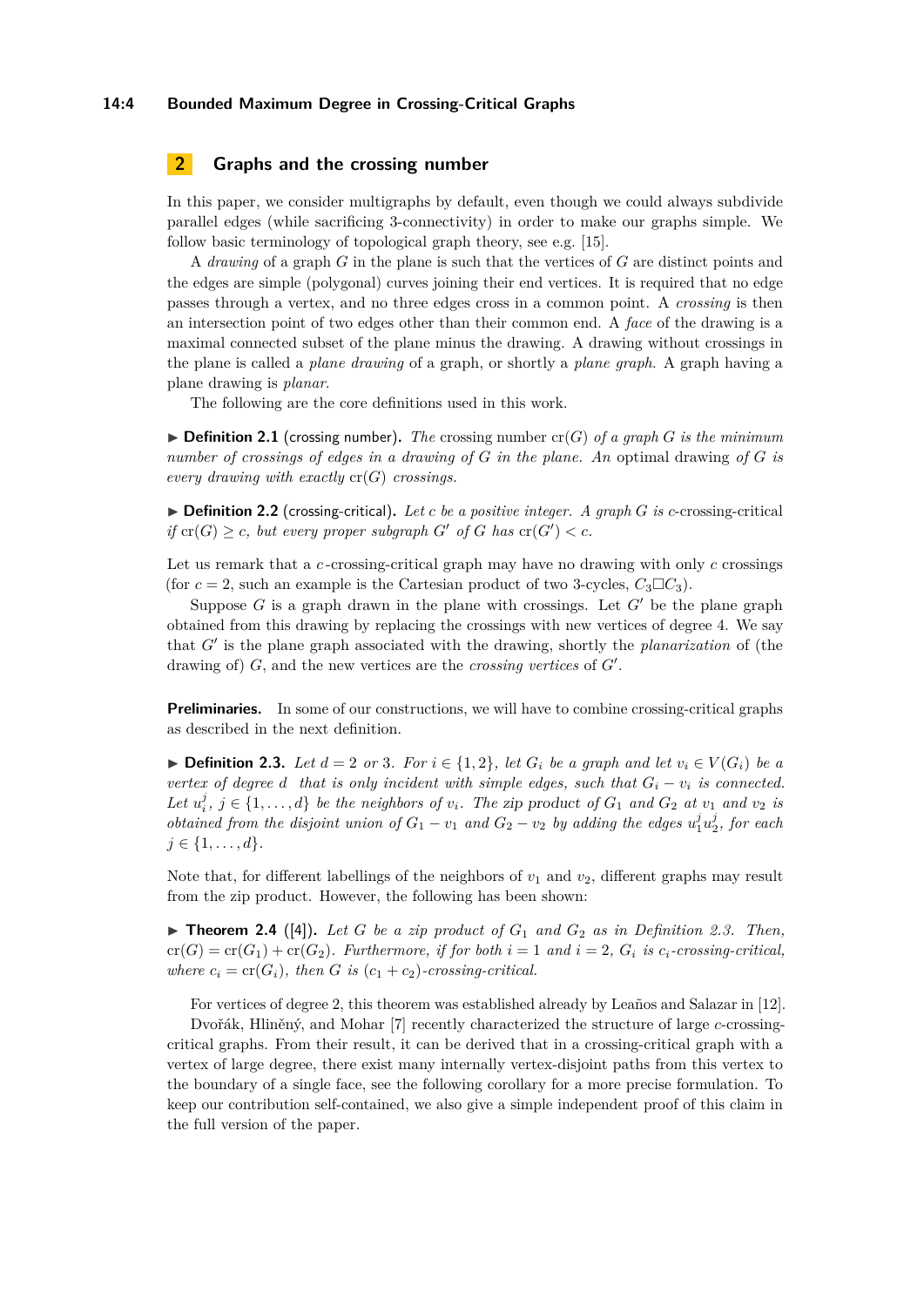## 2 Graphs and the crossing number

In this paper, we consider multigraphs by default, even though we could always subdivide parallel edges (while sacrificing 3-connectivity) in order to make our graphs simple. We follow basic terminology of topological graph theory, see e.g. [15].

A *drawing* of a graph $G$ in the plane is such that the vertices of $G$ are distinct points and the edges are simple (polygonal) curves joining their end vertices. It is required that no edge passes through a vertex, and no three edges cross in a common point. A *crossing* is then an intersection point of two edges other than their common end. A *face* of the drawing is a maximal connected subset of the plane minus the drawing. A drawing without crossings in the plane is called a *plane drawing* of a graph, or shortly a *plane graph*. A graph having a plane drawing is *planar*.

The following are the core definitions used in this work.

▶ **Definition 2.1** (crossing number). *The* crossing number $\mathrm{cr}(G)$ *of a graph $G$ is the minimum number of crossings of edges in a drawing of $G$ in the plane. An* optimal drawing *of $G$ is every drawing with exactly $\mathrm{cr}(G)$ crossings.*

▶ **Definition 2.2** (crossing-critical). *Let $c$ be a positive integer. A graph $G$ is* $c$-crossing-critical *if $\mathrm{cr}(G) \geq c$, but every proper subgraph $G'$ of $G$ has $\mathrm{cr}(G') < c$.*

Let us remark that a $c$-crossing-critical graph may have no drawing with only $c$ crossings (for $c = 2$, such an example is the Cartesian product of two 3-cycles, $C_3 \square C_3$).

Suppose $G$ is a graph drawn in the plane with crossings. Let $G'$ be the plane graph obtained from this drawing by replacing the crossings with new vertices of degree 4. We say that $G'$ is the plane graph associated with the drawing, shortly the *planarization* of (the drawing of) $G$, and the new vertices are the *crossing vertices* of $G'$.

**Preliminaries.** In some of our constructions, we will have to combine crossing-critical graphs as described in the next definition.

▶ **Definition 2.3.** *Let $d = 2$ or 3. For $i \in \{1, 2\}$, let $G_i$ be a graph and let $v_i \in V(G_i)$ be a vertex of degree $d$ that is only incident with simple edges, such that $G_i - v_i$ is connected. Let $u_i^j$, $j \in \{1, \ldots, d\}$ be the neighbors of $v_i$. The zip product of $G_1$ and $G_2$ at $v_1$ and $v_2$ is obtained from the disjoint union of $G_1 - v_1$ and $G_2 - v_2$ by adding the edges $u_1^j u_2^j$, for each $j \in \{1, \ldots, d\}$.*

Note that, for different labellings of the neighbors of $v_1$ and $v_2$, different graphs may result from the zip product. However, the following has been shown:

▶ **Theorem 2.4** ([4]). *Let $G$ be a zip product of $G_1$ and $G_2$ as in Definition 2.3. Then, $\mathrm{cr}(G) = \mathrm{cr}(G_1) + \mathrm{cr}(G_2)$. Furthermore, if for both $i = 1$ and $i = 2$, $G_i$ is $c_i$-crossing-critical, where $c_i = \mathrm{cr}(G_i)$, then $G$ is $(c_1 + c_2)$-crossing-critical.*

For vertices of degree 2, this theorem was established already by Leaños and Salazar in [12].

Dvořák, Hliněný, and Mohar [7] recently characterized the structure of large $c$-crossing-critical graphs. From their result, it can be derived that in a crossing-critical graph with a vertex of large degree, there exist many internally vertex-disjoint paths from this vertex to the boundary of a single face, see the following corollary for a more precise formulation. To keep our contribution self-contained, we also give a simple independent proof of this claim in the full version of the paper.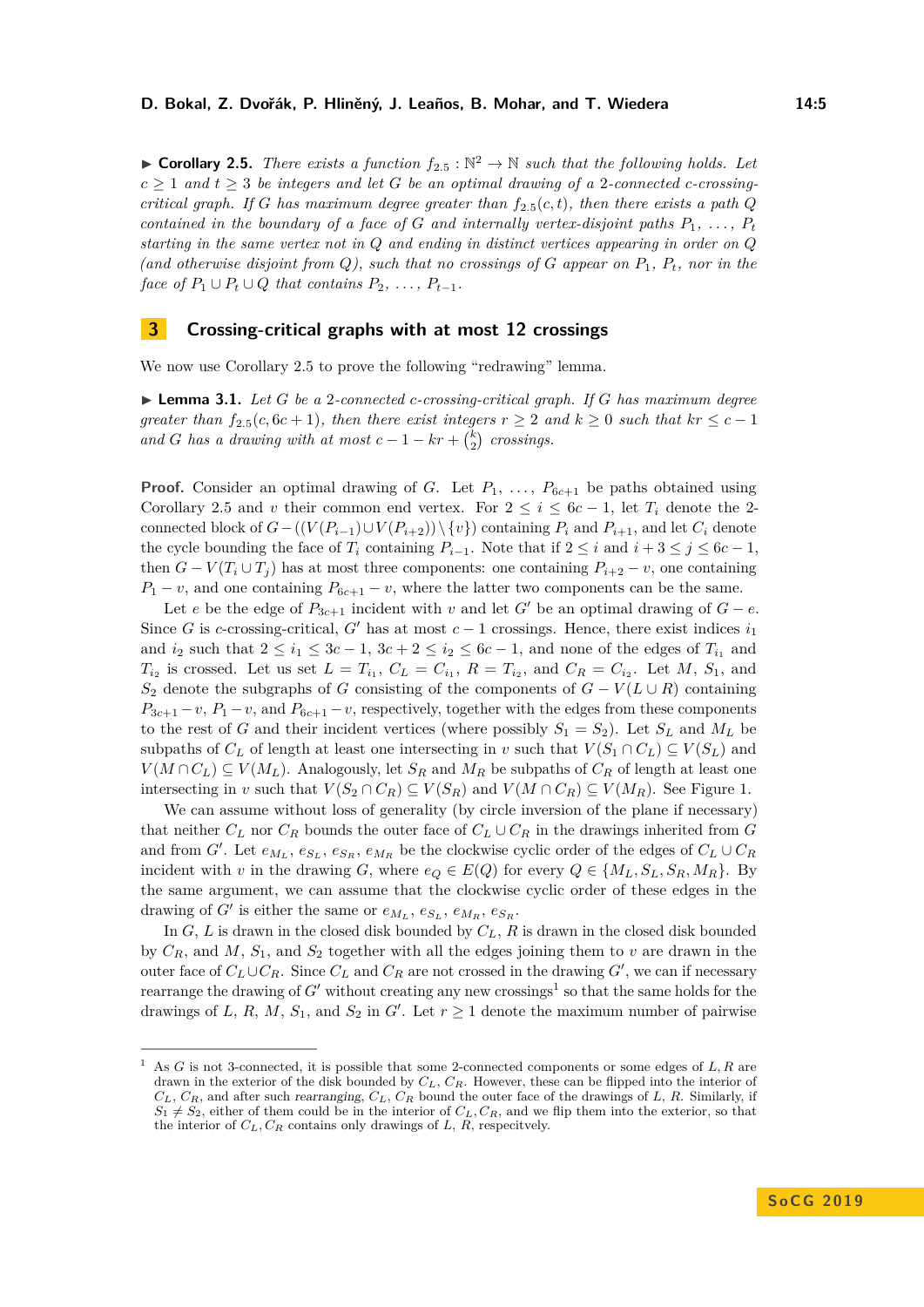▶ **Corollary 2.5.** *There exists a function $f_{2.5} : \mathbb{N}^2 \to \mathbb{N}$ such that the following holds. Let $c \geq 1$ and $t \geq 3$ be integers and let $G$ be an optimal drawing of a 2-connected $c$-crossing-critical graph. If $G$ has maximum degree greater than $f_{2.5}(c, t)$, then there exists a path $Q$ contained in the boundary of a face of $G$ and internally vertex-disjoint paths $P_1, \ldots, P_t$ starting in the same vertex not in $Q$ and ending in distinct vertices appearing in order on $Q$ (and otherwise disjoint from $Q$), such that no crossings of $G$ appear on $P_1$, $P_t$, nor in the face of $P_1 \cup P_t \cup Q$ that contains $P_2, \ldots, P_{t-1}$.*

## 3 Crossing-critical graphs with at most 12 crossings

We now use Corollary 2.5 to prove the following "redrawing" lemma.

▶ **Lemma 3.1.** *Let $G$ be a 2-connected $c$-crossing-critical graph. If $G$ has maximum degree greater than $f_{2.5}(c, 6c+1)$, then there exist integers $r \geq 2$ and $k \geq 0$ such that $kr \leq c-1$ and $G$ has a drawing with at most $c - 1 - kr + \binom{k}{2}$ crossings.*

**Proof.** Consider an optimal drawing of $G$. Let $P_1, \ldots, P_{6c+1}$ be paths obtained using Corollary 2.5 and $v$ their common end vertex. For $2 \leq i \leq 6c-1$, let $T_i$ denote the 2-connected block of $G - ((V(P_{i-1}) \cup V(P_{i+2})) \setminus \{v\})$ containing $P_i$ and $P_{i+1}$, and let $C_i$ denote the cycle bounding the face of $T_i$ containing $P_{i-1}$. Note that if $2 \leq i$ and $i+3 \leq j \leq 6c-1$, then $G - V(T_i \cup T_j)$ has at most three components: one containing $P_{i+2} - v$, one containing $P_1 - v$, and one containing $P_{6c+1} - v$, where the latter two components can be the same.

Let $e$ be the edge of $P_{3c+1}$ incident with $v$ and let $G'$ be an optimal drawing of $G - e$. Since $G$ is $c$-crossing-critical, $G'$ has at most $c-1$ crossings. Hence, there exist indices $i_1$ and $i_2$ such that $2 \leq i_1 \leq 3c-1$, $3c+2 \leq i_2 \leq 6c-1$, and none of the edges of $T_{i_1}$ and $T_{i_2}$ is crossed. Let us set $L = T_{i_1}$, $C_L = C_{i_1}$, $R = T_{i_2}$, and $C_R = C_{i_2}$. Let $M$, $S_1$, and $S_2$ denote the subgraphs of $G$ consisting of the components of $G - V(L \cup R)$ containing $P_{3c+1} - v$, $P_1 - v$, and $P_{6c+1} - v$, respectively, together with the edges from these components to the rest of $G$ and their incident vertices (where possibly $S_1 = S_2$). Let $S_L$ and $M_L$ be subpaths of $C_L$ of length at least one intersecting in $v$ such that $V(S_1 \cap C_L) \subseteq V(S_L)$ and $V(M \cap C_L) \subseteq V(M_L)$. Analogously, let $S_R$ and $M_R$ be subpaths of $C_R$ of length at least one intersecting in $v$ such that $V(S_2 \cap C_R) \subseteq V(S_R)$ and $V(M \cap C_R) \subseteq V(M_R)$. See Figure 1.

We can assume without loss of generality (by circle inversion of the plane if necessary) that neither $C_L$ nor $C_R$ bounds the outer face of $C_L \cup C_R$ in the drawings inherited from $G$ and from $G'$. Let $e_{M_L}, e_{S_L}, e_{S_R}, e_{M_R}$ be the clockwise cyclic order of the edges of $C_L \cup C_R$ incident with $v$ in the drawing $G$, where $e_Q \in E(Q)$ for every $Q \in \{M_L, S_L, S_R, M_R\}$. By the same argument, we can assume that the clockwise cyclic order of these edges in the drawing of $G'$ is either the same or $e_{M_L}, e_{S_L}, e_{M_R}, e_{S_R}$.

In $G$, $L$ is drawn in the closed disk bounded by $C_L$, $R$ is drawn in the closed disk bounded by $C_R$, and $M$, $S_1$, and $S_2$ together with all the edges joining them to $v$ are drawn in the outer face of $C_L \cup C_R$. Since $C_L$ and $C_R$ are not crossed in the drawing $G'$, we can if necessary rearrange the drawing of $G'$ without creating any new crossings[1] so that the same holds for the drawings of $L$, $R$, $M$, $S_1$, and $S_2$ in $G'$. Let $r \geq 1$ denote the maximum number of pairwise

[1] As $G$ is not 3-connected, it is possible that some 2-connected components or some edges of $L, R$ are drawn in the exterior of the disk bounded by $C_L$, $C_R$. However, these can be flipped into the interior of $C_L$, $C_R$, and after such *rearranging*, $C_L$, $C_R$ bound the outer face of the drawings of $L$, $R$. Similarly, if $S_1 \neq S_2$, either of them could be in the interior of $C_L, C_R$, and we flip them into the exterior, so that the interior of $C_L, C_R$ contains only drawings of $L$, $R$, respecitvely.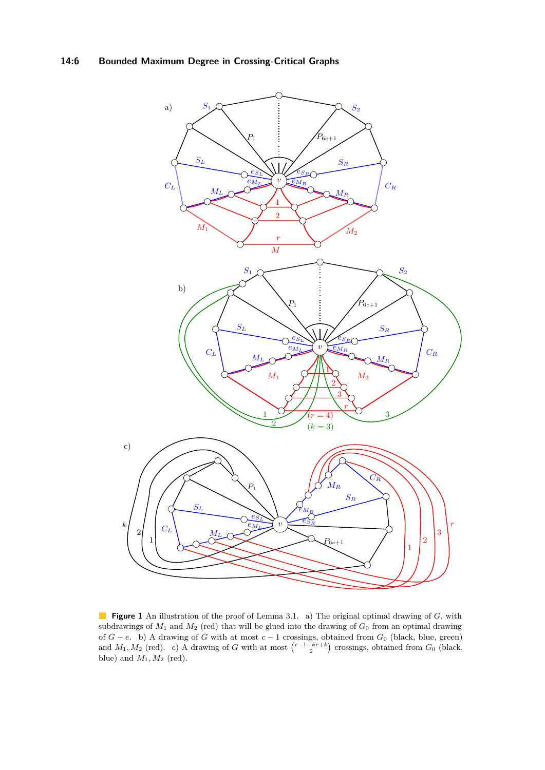**Figure 1** An illustration of the proof of Lemma 3.1. a) The original optimal drawing of $G$, with subdrawings of $M_1$ and $M_2$ (red) that will be glued into the drawing of $G_0$ from an optimal drawing of $G - e$. b) A drawing of $G$ with at most $c - 1$ crossings, obtained from $G_0$ (black, blue, green) and $M_1, M_2$ (red). c) A drawing of $G$ with at most $\binom{c-1-kr+k}{2}$ crossings, obtained from $G_0$ (black, blue) and $M_1, M_2$ (red).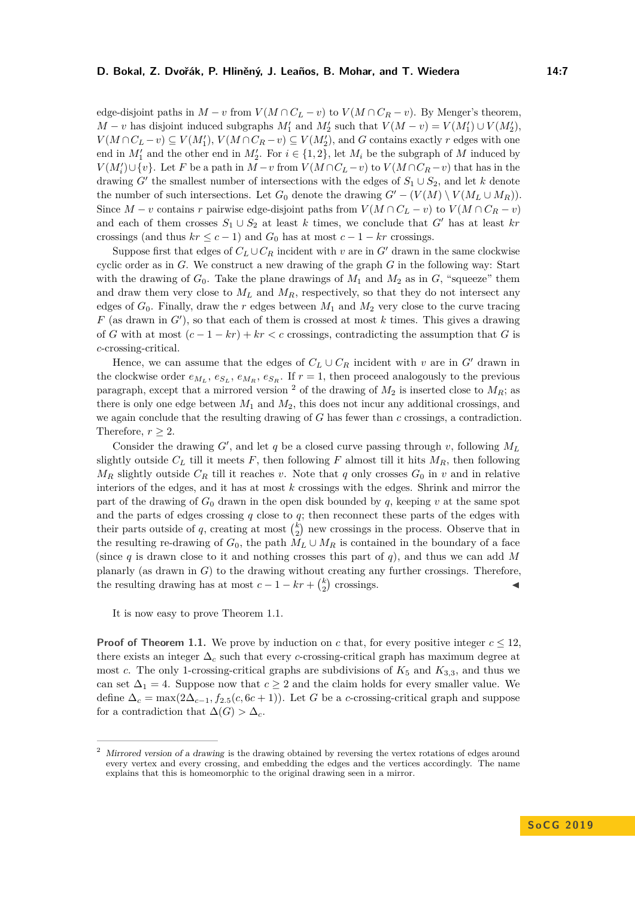edge-disjoint paths in $M - v$ from $V(M \cap C_L - v)$ to $V(M \cap C_R - v)$. By Menger's theorem, $M - v$ has disjoint induced subgraphs $M_1'$ and $M_2'$ such that $V(M - v) = V(M_1') \cup V(M_2')$, $V(M \cap C_L - v) \subseteq V(M_1')$, $V(M \cap C_R - v) \subseteq V(M_2')$, and $G$ contains exactly $r$ edges with one end in $M_1'$ and the other end in $M_2'$. For $i \in \{1, 2\}$, let $M_i$ be the subgraph of $M$ induced by $V(M_i') \cup \{v\}$. Let $F$ be a path in $M - v$ from $V(M \cap C_L - v)$ to $V(M \cap C_R - v)$ that has in the drawing $G'$ the smallest number of intersections with the edges of $S_1 \cup S_2$, and let $k$ denote the number of such intersections. Let $G_0$ denote the drawing $G' - (V(M) \setminus V(M_L \cup M_R))$. Since $M - v$ contains $r$ pairwise edge-disjoint paths from $V(M \cap C_L - v)$ to $V(M \cap C_R - v)$ and each of them crosses $S_1 \cup S_2$ at least $k$ times, we conclude that $G'$ has at least $kr$ crossings (and thus $kr \leq c - 1$) and $G_0$ has at most $c - 1 - kr$ crossings.

Suppose first that edges of $C_L \cup C_R$ incident with $v$ are in $G'$ drawn in the same clockwise cyclic order as in $G$. We construct a new drawing of the graph $G$ in the following way: Start with the drawing of $G_0$. Take the plane drawings of $M_1$ and $M_2$ as in $G$, "squeeze" them and draw them very close to $M_L$ and $M_R$, respectively, so that they do not intersect any edges of $G_0$. Finally, draw the $r$ edges between $M_1$ and $M_2$ very close to the curve tracing $F$ (as drawn in $G'$), so that each of them is crossed at most $k$ times. This gives a drawing of $G$ with at most $(c - 1 - kr) + kr < c$ crossings, contradicting the assumption that $G$ is $c$-crossing-critical.

Hence, we can assume that the edges of $C_L \cup C_R$ incident with $v$ are in $G'$ drawn in the clockwise order $e_{M_L}, e_{S_L}, e_{M_R}, e_{S_R}$. If $r = 1$, then proceed analogously to the previous paragraph, except that a mirrored version [2] of the drawing of $M_2$ is inserted close to $M_R$; as there is only one edge between $M_1$ and $M_2$, this does not incur any additional crossings, and we again conclude that the resulting drawing of $G$ has fewer than $c$ crossings, a contradiction. Therefore, $r \geq 2$.

Consider the drawing $G'$, and let $q$ be a closed curve passing through $v$, following $M_L$ slightly outside $C_L$ till it meets $F$, then following $F$ almost till it hits $M_R$, then following $M_R$ slightly outside $C_R$ till it reaches $v$. Note that $q$ only crosses $G_0$ in $v$ and in relative interiors of the edges, and it has at most $k$ crossings with the edges. Shrink and mirror the part of the drawing of $G_0$ drawn in the open disk bounded by $q$, keeping $v$ at the same spot and the parts of edges crossing $q$ close to $q$; then reconnect these parts of the edges with their parts outside of $q$, creating at most $\binom{k}{2}$ new crossings in the process. Observe that in the resulting re-drawing of $G_0$, the path $M_L \cup M_R$ is contained in the boundary of a face (since $q$ is drawn close to it and nothing crosses this part of $q$), and thus we can add $M$ planarly (as drawn in $G$) to the drawing without creating any further crossings. Therefore, the resulting drawing has at most $c - 1 - kr + \binom{k}{2}$ crossings. ◀

It is now easy to prove Theorem 1.1.

**Proof of Theorem 1.1.** We prove by induction on $c$ that, for every positive integer $c \leq 12$, there exists an integer $\Delta_c$ such that every $c$-crossing-critical graph has maximum degree at most $c$. The only 1-crossing-critical graphs are subdivisions of $K_5$ and $K_{3,3}$, and thus we can set $\Delta_1 = 4$. Suppose now that $c \geq 2$ and the claim holds for every smaller value. We define $\Delta_c = \max(2\Delta_{c-1}, f_{2.5}(c, 6c + 1))$. Let $G$ be a $c$-crossing-critical graph and suppose for a contradiction that $\Delta(G) > \Delta_c$.

---

[2] *Mirrored version of a drawing* is the drawing obtained by reversing the vertex rotations of edges around every vertex and every crossing, and embedding the edges and the vertices accordingly. The name explains that this is homeomorphic to the original drawing seen in a mirror.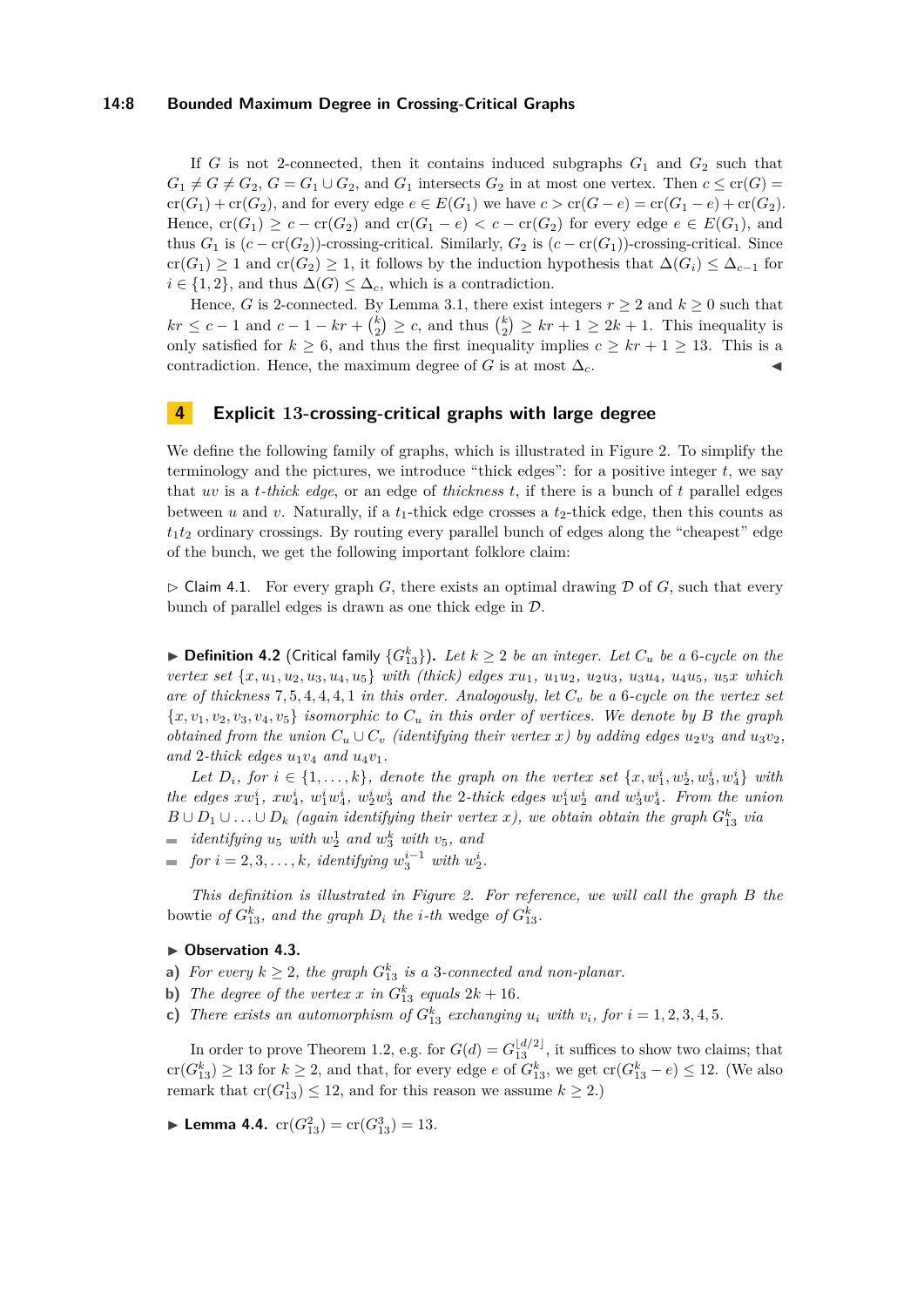If $G$ is not 2-connected, then it contains induced subgraphs $G_1$ and $G_2$ such that $G_1 \neq G \neq G_2$, $G = G_1 \cup G_2$, and $G_1$ intersects $G_2$ in at most one vertex. Then $c \leq \mathrm{cr}(G) = \mathrm{cr}(G_1) + \mathrm{cr}(G_2)$, and for every edge $e \in E(G_1)$ we have $c > \mathrm{cr}(G - e) = \mathrm{cr}(G_1 - e) + \mathrm{cr}(G_2)$. Hence, $\mathrm{cr}(G_1) \geq c - \mathrm{cr}(G_2)$ and $\mathrm{cr}(G_1 - e) < c - \mathrm{cr}(G_2)$ for every edge $e \in E(G_1)$, and thus $G_1$ is $(c - \mathrm{cr}(G_2))$-crossing-critical. Similarly, $G_2$ is $(c - \mathrm{cr}(G_1))$-crossing-critical. Since $\mathrm{cr}(G_1) \geq 1$ and $\mathrm{cr}(G_2) \geq 1$, it follows by the induction hypothesis that $\Delta(G_i) \leq \Delta_{c-1}$ for $i \in \{1, 2\}$, and thus $\Delta(G) \leq \Delta_c$, which is a contradiction.

Hence, $G$ is 2-connected. By Lemma 3.1, there exist integers $r \geq 2$ and $k \geq 0$ such that $kr \leq c - 1$ and $c - 1 - kr + \binom{k}{2} \geq c$, and thus $\binom{k}{2} \geq kr + 1 \geq 2k + 1$. This inequality is only satisfied for $k \geq 6$, and thus the first inequality implies $c \geq kr + 1 \geq 13$. This is a contradiction. Hence, the maximum degree of $G$ is at most $\Delta_c$. ◀

## 4 Explicit 13-crossing-critical graphs with large degree

We define the following family of graphs, which is illustrated in Figure 2. To simplify the terminology and the pictures, we introduce "thick edges": for a positive integer $t$, we say that $uv$ is a *$t$-thick edge*, or an edge of *thickness* $t$, if there is a bunch of $t$ parallel edges between $u$ and $v$. Naturally, if a $t_1$-thick edge crosses a $t_2$-thick edge, then this counts as $t_1 t_2$ ordinary crossings. By routing every parallel bunch of edges along the "cheapest" edge of the bunch, we get the following important folklore claim:

▷ Claim 4.1. For every graph $G$, there exists an optimal drawing $\mathcal{D}$ of $G$, such that every bunch of parallel edges is drawn as one thick edge in $\mathcal{D}$.

▶ **Definition 4.2** (Critical family $\{G^k_{13}\}$). *Let $k \geq 2$ be an integer. Let $C_u$ be a 6-cycle on the vertex set $\{x, u_1, u_2, u_3, u_4, u_5\}$ with (thick) edges $xu_1$, $u_1u_2$, $u_2u_3$, $u_3u_4$, $u_4u_5$, $u_5x$ which are of thickness $7, 5, 4, 4, 4, 1$ in this order. Analogously, let $C_v$ be a 6-cycle on the vertex set $\{x, v_1, v_2, v_3, v_4, v_5\}$ isomorphic to $C_u$ in this order of vertices. We denote by $B$ the graph obtained from the union $C_u \cup C_v$ (identifying their vertex $x$) by adding edges $u_2v_3$ and $u_3v_2$, and 2-thick edges $u_1v_4$ and $u_4v_1$.*

*Let $D_i$, for $i \in \{1, \ldots, k\}$, denote the graph on the vertex set $\{x, w^i_1, w^i_2, w^i_3, w^i_4\}$ with the edges $xw^i_1$, $xw^i_4$, $w^i_1w^i_4$, $w^i_2w^i_3$ and the 2-thick edges $w^i_1w^i_2$ and $w^i_3w^i_4$. From the union $B \cup D_1 \cup \ldots \cup D_k$ (again identifying their vertex $x$), we obtain obtain the graph $G^k_{13}$ via*

- *identifying $u_5$ with $w^1_2$ and $w^k_3$ with $v_5$, and*
- *for $i = 2, 3, \ldots, k$, identifying $w^{i-1}_3$ with $w^i_2$.*

*This definition is illustrated in Figure 2. For reference, we will call the graph $B$ the* bowtie *of $G^k_{13}$, and the graph $D_i$ the $i$-th* wedge *of $G^k_{13}$.*

▶ **Observation 4.3.**

**a)** *For every $k \geq 2$, the graph $G^k_{13}$ is a 3-connected and non-planar.*

**b)** *The degree of the vertex $x$ in $G^k_{13}$ equals $2k + 16$.*

**c)** *There exists an automorphism of $G^k_{13}$ exchanging $u_i$ with $v_i$, for $i = 1, 2, 3, 4, 5$.*

In order to prove Theorem 1.2, e.g. for $G(d) = G^{\lfloor d/2 \rfloor}_{13}$, it suffices to show two claims; that $\mathrm{cr}(G^k_{13}) \geq 13$ for $k \geq 2$, and that, for every edge $e$ of $G^k_{13}$, we get $\mathrm{cr}(G^k_{13} - e) \leq 12$. (We also remark that $\mathrm{cr}(G^1_{13}) \leq 12$, and for this reason we assume $k \geq 2$.)

▶ **Lemma 4.4.** $\mathrm{cr}(G^2_{13}) = \mathrm{cr}(G^3_{13}) = 13$.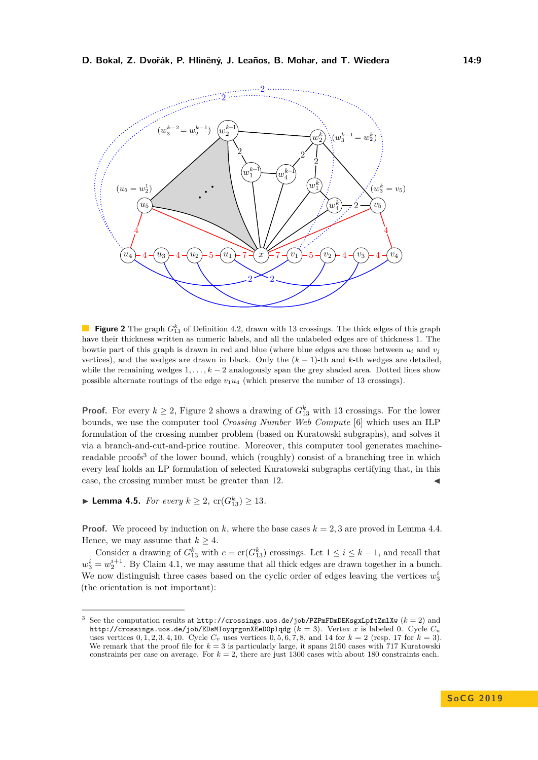**Figure 2** The graph $G^k_{13}$ of Definition 4.2, drawn with 13 crossings. The thick edges of this graph have their thickness written as numeric labels, and all the unlabeled edges are of thickness 1. The bowtie part of this graph is drawn in red and blue (where blue edges are those between $u_i$ and $v_j$ vertices), and the wedges are drawn in black. Only the $(k-1)$-th and $k$-th wedges are detailed, while the remaining wedges $1, \ldots, k-2$ analogously span the grey shaded area. Dotted lines show possible alternate routings of the edge $v_1u_4$ (which preserve the number of 13 crossings).

**Proof.** For every $k \geq 2$, Figure 2 shows a drawing of $G^k_{13}$ with 13 crossings. For the lower bounds, we use the computer tool *Crossing Number Web Compute* [6] which uses an ILP formulation of the crossing number problem (based on Kuratowski subgraphs), and solves it via a branch-and-cut-and-price routine. Moreover, this computer tool generates machine-readable proofs[3] of the lower bound, which (roughly) consist of a branching tree in which every leaf holds an LP formulation of selected Kuratowski subgraphs certifying that, in this case, the crossing number must be greater than 12. ◀

▶ **Lemma 4.5.** *For every $k \geq 2$, $\mathrm{cr}(G^k_{13}) \geq 13$.*

**Proof.** We proceed by induction on $k$, where the base cases $k = 2, 3$ are proved in Lemma 4.4. Hence, we may assume that $k \geq 4$.

Consider a drawing of $G^k_{13}$ with $c = \mathrm{cr}(G^k_{13})$ crossings. Let $1 \leq i \leq k-1$, and recall that $w^i_3 = w^{i+1}_2$. By Claim 4.1, we may assume that all thick edges are drawn together in a bunch. We now distinguish three cases based on the cyclic order of edges leaving the vertices $w^i_3$ (the orientation is not important):

---

[3] See the computation results at `http://crossings.uos.de/job/PZPmFDmDEKsgxLpftZmlXw` ($k = 2$) and `http://crossings.uos.de/job/EDsMIoyqrgonXEeDOplqdg` ($k = 3$). Vertex $x$ is labeled 0. Cycle $C_u$ uses vertices $0, 1, 2, 3, 4, 10$. Cycle $C_v$ uses vertices $0, 5, 6, 7, 8$, and 14 for $k = 2$ (resp. 17 for $k = 3$). We remark that the proof file for $k = 3$ is particularly large, it spans 2150 cases with 717 Kuratowski constraints per case on average. For $k = 2$, there are just 1300 cases with about 180 constraints each.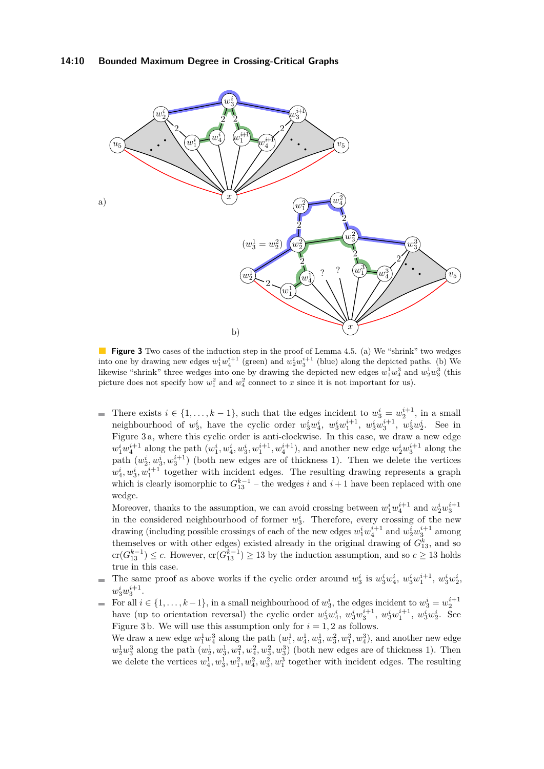**Figure 3** Two cases of the induction step in the proof of Lemma 4.5. (a) We "shrink" two wedges into one by drawing new edges $w_1^i w_4^{i+1}$ (green) and $w_2^i w_3^{i+1}$ (blue) along the depicted paths. (b) We likewise "shrink" three wedges into one by drawing the depicted new edges $w_1^1 w_4^3$ and $w_2^1 w_3^3$ (this picture does not specify how $w_1^2$ and $w_4^2$ connect to $x$ since it is not important for us).

- There exists $i \in \{1, \ldots, k-1\}$, such that the edges incident to $w_3^i = w_2^{i+1}$, in a small neighbourhood of $w_3^i$, have the cyclic order $w_3^i w_4^i$, $w_3^i w_1^{i+1}$, $w_3^i w_3^{i+1}$, $w_3^i w_2^i$. See in Figure 3 a, where this cyclic order is anti-clockwise. In this case, we draw a new edge $w_1^i w_4^{i+1}$ along the path $(w_1^i, w_4^i, w_3^i, w_1^{i+1}, w_4^{i+1})$, and another new edge $w_2^i w_3^{i+1}$ along the path $(w_2^i, w_3^i, w_3^{i+1})$ (both new edges are of thickness 1). Then we delete the vertices $w_4^i, w_3^i, w_1^{i+1}$ together with incident edges. The resulting drawing represents a graph which is clearly isomorphic to $G_{13}^{k-1}$ – the wedges $i$ and $i+1$ have been replaced with one wedge.

  Moreover, thanks to the assumption, we can avoid crossing between $w_1^i w_4^{i+1}$ and $w_2^i w_3^{i+1}$ in the considered neighbourhood of former $w_3^i$. Therefore, every crossing of the new drawing (including possible crossings of each of the new edges $w_1^i w_4^{i+1}$ and $w_2^i w_3^{i+1}$ among themselves or with other edges) existed already in the original drawing of $G_{13}^k$, and so $\mathrm{cr}(G_{13}^{k-1}) \le c$. However, $\mathrm{cr}(G_{13}^{k-1}) \ge 13$ by the induction assumption, and so $c \ge 13$ holds true in this case.
- The same proof as above works if the cyclic order around $w_3^i$ is $w_3^i w_4^i$, $w_3^i w_1^{i+1}$, $w_3^i w_2^i$, $w_3^i w_3^{i+1}$.
- For all $i \in \{1, \ldots, k-1\}$, in a small neighbourhood of $w_3^i$, the edges incident to $w_3^i = w_2^{i+1}$ have (up to orientation reversal) the cyclic order $w_3^i w_4^i$, $w_3^i w_3^{i+1}$, $w_3^i w_1^{i+1}$, $w_3^i w_2^i$. See Figure 3 b. We will use this assumption only for $i = 1, 2$ as follows.

  We draw a new edge $w_1^1 w_4^3$ along the path $(w_1^1, w_4^1, w_3^1, w_3^2, w_1^3, w_4^3)$, and another new edge $w_2^1 w_3^3$ along the path $(w_2^1, w_3^1, w_1^2, w_4^2, w_3^2, w_3^3)$ (both new edges are of thickness 1). Then we delete the vertices $w_4^1, w_3^1, w_1^2, w_4^2, w_3^2, w_1^3$ together with incident edges. The resulting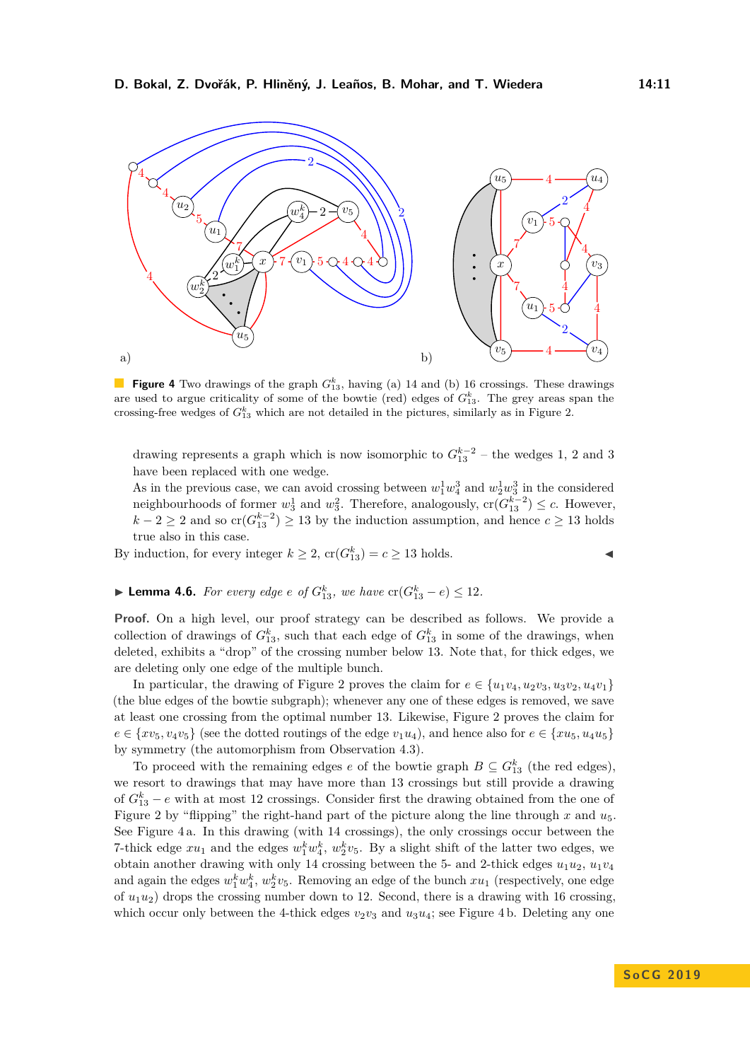**Figure 4** Two drawings of the graph $G^k_{13}$, having (a) 14 and (b) 16 crossings. These drawings are used to argue criticality of some of the bowtie (red) edges of $G^k_{13}$. The grey areas span the crossing-free wedges of $G^k_{13}$ which are not detailed in the pictures, similarly as in Figure 2.

drawing represents a graph which is now isomorphic to $G^{k-2}_{13}$ – the wedges 1, 2 and 3 have been replaced with one wedge.

As in the previous case, we can avoid crossing between $w^1_1 w^3_4$ and $w^1_2 w^3_3$ in the considered neighbourhoods of former $w^1_3$ and $w^2_3$. Therefore, analogously, $\mathrm{cr}(G^{k-2}_{13}) \le c$. However, $k-2 \ge 2$ and so $\mathrm{cr}(G^{k-2}_{13}) \ge 13$ by the induction assumption, and hence $c \ge 13$ holds true also in this case.

By induction, for every integer $k \ge 2$, $\mathrm{cr}(G^k_{13}) = c \ge 13$ holds. ◀

▶ **Lemma 4.6.** *For every edge $e$ of $G^k_{13}$, we have $\mathrm{cr}(G^k_{13} - e) \le 12$.*

**Proof.** On a high level, our proof strategy can be described as follows. We provide a collection of drawings of $G^k_{13}$, such that each edge of $G^k_{13}$ in some of the drawings, when deleted, exhibits a "drop" of the crossing number below 13. Note that, for thick edges, we are deleting only one edge of the multiple bunch.

In particular, the drawing of Figure 2 proves the claim for $e \in \{u_1v_4, u_2v_3, u_3v_2, u_4v_1\}$ (the blue edges of the bowtie subgraph); whenever any one of these edges is removed, we save at least one crossing from the optimal number 13. Likewise, Figure 2 proves the claim for $e \in \{xv_5, v_4v_5\}$ (see the dotted routings of the edge $v_1u_4$), and hence also for $e \in \{xu_5, u_4u_5\}$ by symmetry (the automorphism from Observation 4.3).

To proceed with the remaining edges $e$ of the bowtie graph $B \subseteq G^k_{13}$ (the red edges), we resort to drawings that may have more than 13 crossings but still provide a drawing of $G^k_{13} - e$ with at most 12 crossings. Consider first the drawing obtained from the one of Figure 2 by "flipping" the right-hand part of the picture along the line through $x$ and $u_5$. See Figure 4 a. In this drawing (with 14 crossings), the only crossings occur between the 7-thick edge $xu_1$ and the edges $w^k_1 w^k_4$, $w^k_2 v_5$. By a slight shift of the latter two edges, we obtain another drawing with only 14 crossing between the 5- and 2-thick edges $u_1u_2$, $u_1v_4$ and again the edges $w^k_1 w^k_4$, $w^k_2 v_5$. Removing an edge of the bunch $xu_1$ (respectively, one edge of $u_1u_2$) drops the crossing number down to 12. Second, there is a drawing with 16 crossing, which occur only between the 4-thick edges $v_2v_3$ and $u_3u_4$; see Figure 4 b. Deleting any one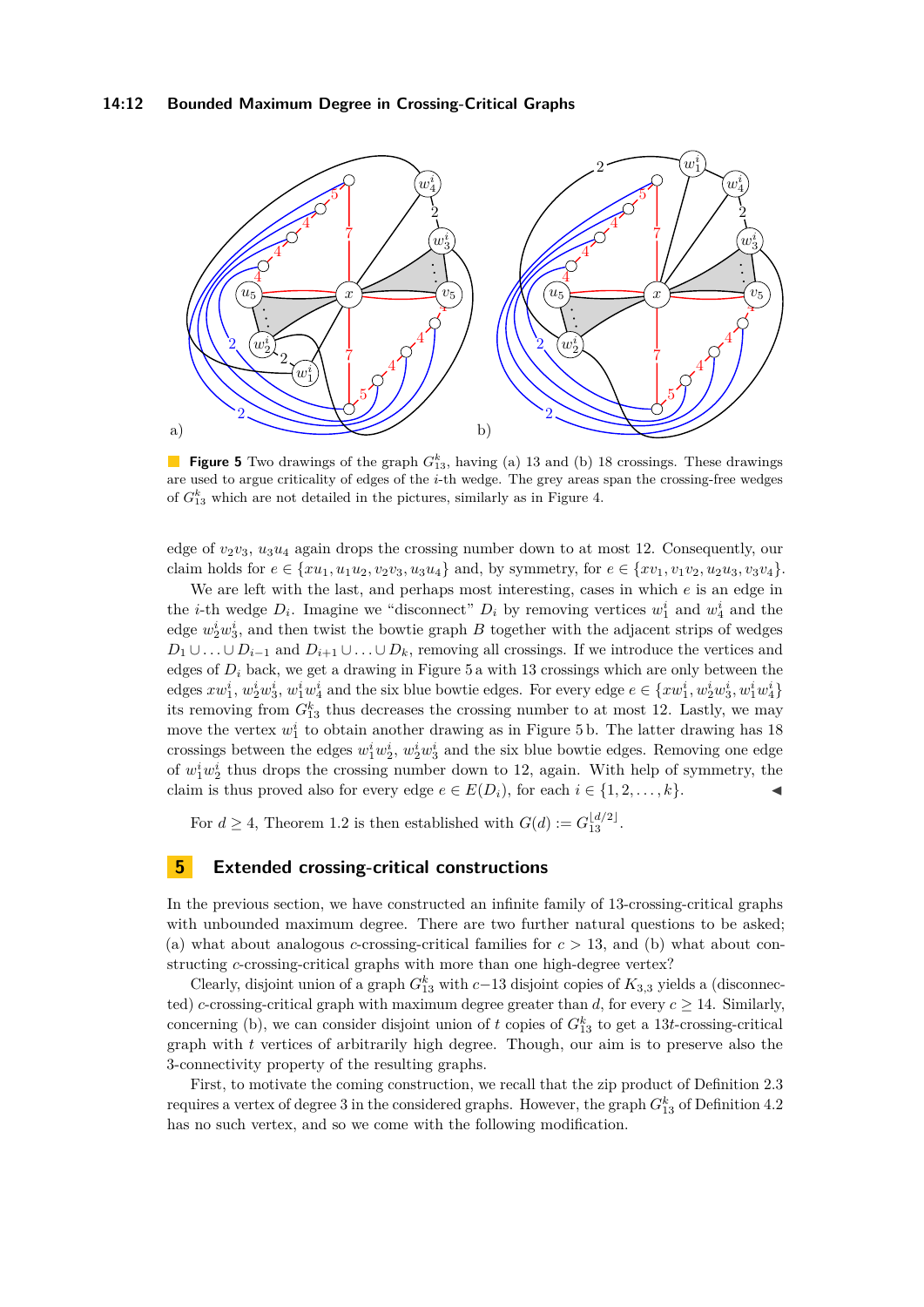**Figure 5** Two drawings of the graph $G_{13}^k$, having (a) 13 and (b) 18 crossings. These drawings are used to argue criticality of edges of the $i$-th wedge. The grey areas span the crossing-free wedges of $G_{13}^k$ which are not detailed in the pictures, similarly as in Figure 4.

edge of $v_2v_3$, $u_3u_4$ again drops the crossing number down to at most 12. Consequently, our claim holds for $e \in \{xu_1, u_1u_2, v_2v_3, u_3u_4\}$ and, by symmetry, for $e \in \{xv_1, v_1v_2, u_2u_3, v_3v_4\}$.

We are left with the last, and perhaps most interesting, cases in which $e$ is an edge in the $i$-th wedge $D_i$. Imagine we "disconnect" $D_i$ by removing vertices $w_1^i$ and $w_4^i$ and the edge $w_2^iw_3^i$, and then twist the bowtie graph $B$ together with the adjacent strips of wedges $D_1 \cup \ldots \cup D_{i-1}$ and $D_{i+1} \cup \ldots \cup D_k$, removing all crossings. If we introduce the vertices and edges of $D_i$ back, we get a drawing in Figure 5 a with 13 crossings which are only between the edges $xw_1^i$, $w_2^iw_3^i$, $w_1^iw_4^i$ and the six blue bowtie edges. For every edge $e \in \{xw_1^i, w_2^iw_3^i, w_1^iw_4^i\}$ its removing from $G_{13}^k$ thus decreases the crossing number to at most 12. Lastly, we may move the vertex $w_1^i$ to obtain another drawing as in Figure 5 b. The latter drawing has 18 crossings between the edges $w_1^iw_2^i$, $w_2^iw_3^i$ and the six blue bowtie edges. Removing one edge of $w_1^iw_2^i$ thus drops the crossing number down to 12, again. With help of symmetry, the claim is thus proved also for every edge $e \in E(D_i)$, for each $i \in \{1, 2, \ldots, k\}$. ◀

For $d \geq 4$, Theorem 1.2 is then established with $G(d) := G_{13}^{\lfloor d/2 \rfloor}$.

## 5 Extended crossing-critical constructions

In the previous section, we have constructed an infinite family of 13-crossing-critical graphs with unbounded maximum degree. There are two further natural questions to be asked; (a) what about analogous $c$-crossing-critical families for $c > 13$, and (b) what about constructing $c$-crossing-critical graphs with more than one high-degree vertex?

Clearly, disjoint union of a graph $G_{13}^k$ with $c-13$ disjoint copies of $K_{3,3}$ yields a (disconnected) $c$-crossing-critical graph with maximum degree greater than $d$, for every $c \geq 14$. Similarly, concerning (b), we can consider disjoint union of $t$ copies of $G_{13}^k$ to get a $13t$-crossing-critical graph with $t$ vertices of arbitrarily high degree. Though, our aim is to preserve also the 3-connectivity property of the resulting graphs.

First, to motivate the coming construction, we recall that the zip product of Definition 2.3 requires a vertex of degree 3 in the considered graphs. However, the graph $G_{13}^k$ of Definition 4.2 has no such vertex, and so we come with the following modification.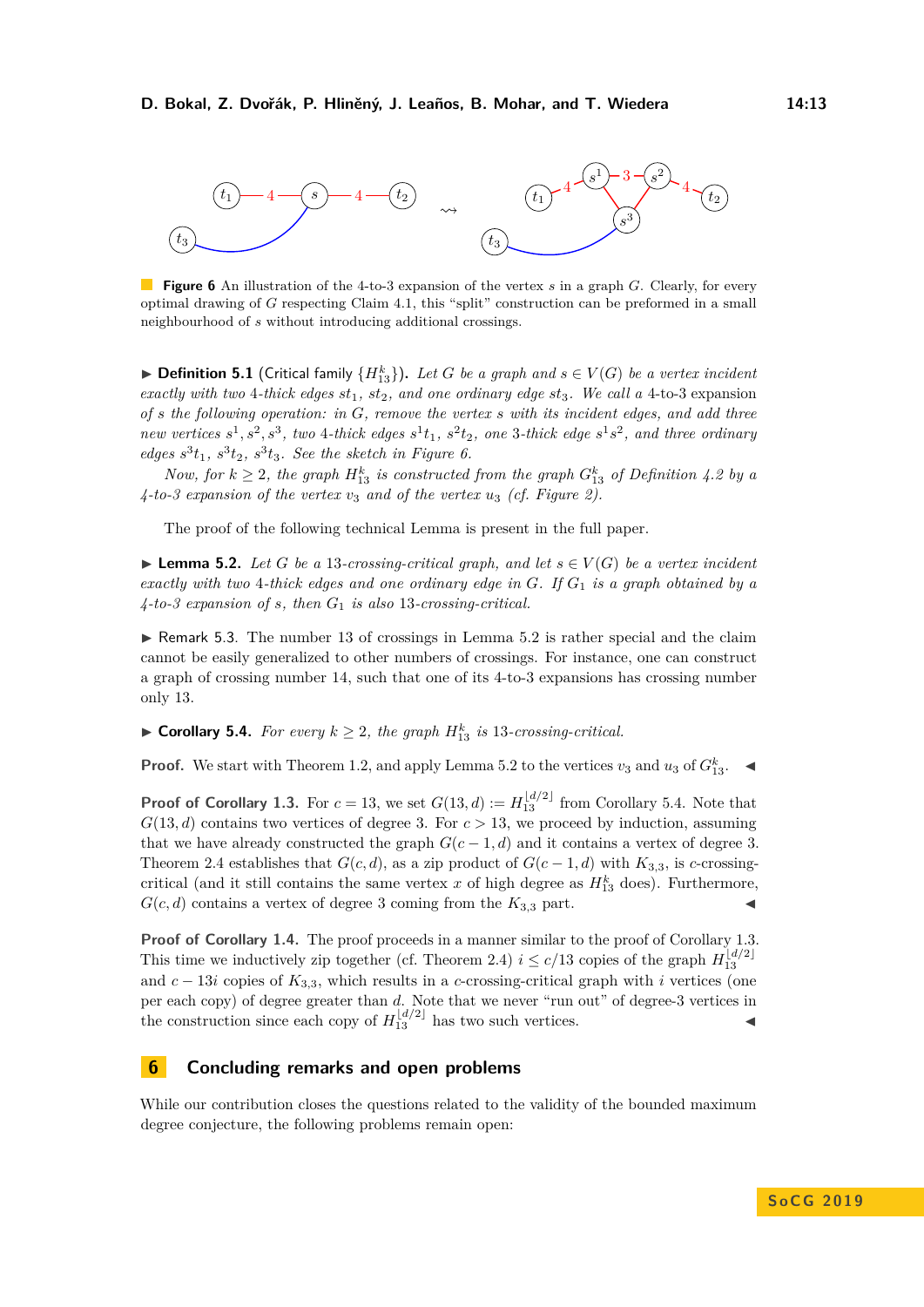**Figure 6** An illustration of the 4-to-3 expansion of the vertex $s$ in a graph $G$. Clearly, for every optimal drawing of $G$ respecting Claim 4.1, this "split" construction can be preformed in a small neighbourhood of $s$ without introducing additional crossings.

▶ **Definition 5.1** (Critical family $\{H^k_{13}\}$). *Let $G$ be a graph and $s \in V(G)$ be a vertex incident exactly with two 4-thick edges $st_1$, $st_2$, and one ordinary edge $st_3$. We call a* 4-to-3 expansion *of $s$ the following operation: in $G$, remove the vertex $s$ with its incident edges, and add three new vertices $s^1, s^2, s^3$, two 4-thick edges $s^1t_1$, $s^2t_2$, one 3-thick edge $s^1s^2$, and three ordinary edges $s^3t_1$, $s^3t_2$, $s^3t_3$. See the sketch in Figure 6.*

*Now, for $k \geq 2$, the graph $H^k_{13}$ is constructed from the graph $G^k_{13}$ of Definition 4.2 by a 4-to-3 expansion of the vertex $v_3$ and of the vertex $u_3$ (cf. Figure 2).*

The proof of the following technical Lemma is present in the full paper.

▶ **Lemma 5.2.** *Let $G$ be a 13-crossing-critical graph, and let $s \in V(G)$ be a vertex incident exactly with two 4-thick edges and one ordinary edge in $G$. If $G_1$ is a graph obtained by a 4-to-3 expansion of $s$, then $G_1$ is also 13-crossing-critical.*

▶ Remark 5.3. The number 13 of crossings in Lemma 5.2 is rather special and the claim cannot be easily generalized to other numbers of crossings. For instance, one can construct a graph of crossing number 14, such that one of its 4-to-3 expansions has crossing number only 13.

▶ **Corollary 5.4.** *For every $k \geq 2$, the graph $H^k_{13}$ is 13-crossing-critical.*

**Proof.** We start with Theorem 1.2, and apply Lemma 5.2 to the vertices $v_3$ and $u_3$ of $G^k_{13}$. ◀

**Proof of Corollary 1.3.** For $c = 13$, we set $G(13, d) := H^{\lfloor d/2 \rfloor}_{13}$ from Corollary 5.4. Note that $G(13, d)$ contains two vertices of degree 3. For $c > 13$, we proceed by induction, assuming that we have already constructed the graph $G(c-1, d)$ and it contains a vertex of degree 3. Theorem 2.4 establishes that $G(c, d)$, as a zip product of $G(c-1, d)$ with $K_{3,3}$, is $c$-crossing-critical (and it still contains the same vertex $x$ of high degree as $H^k_{13}$ does). Furthermore, $G(c, d)$ contains a vertex of degree 3 coming from the $K_{3,3}$ part. ◀

**Proof of Corollary 1.4.** The proof proceeds in a manner similar to the proof of Corollary 1.3. This time we inductively zip together (cf. Theorem 2.4) $i \leq c/13$ copies of the graph $H^{\lfloor d/2 \rfloor}_{13}$ and $c - 13i$ copies of $K_{3,3}$, which results in a $c$-crossing-critical graph with $i$ vertices (one per each copy) of degree greater than $d$. Note that we never "run out" of degree-3 vertices in the construction since each copy of $H^{\lfloor d/2 \rfloor}_{13}$ has two such vertices. ◀

## 6 Concluding remarks and open problems

While our contribution closes the questions related to the validity of the bounded maximum degree conjecture, the following problems remain open: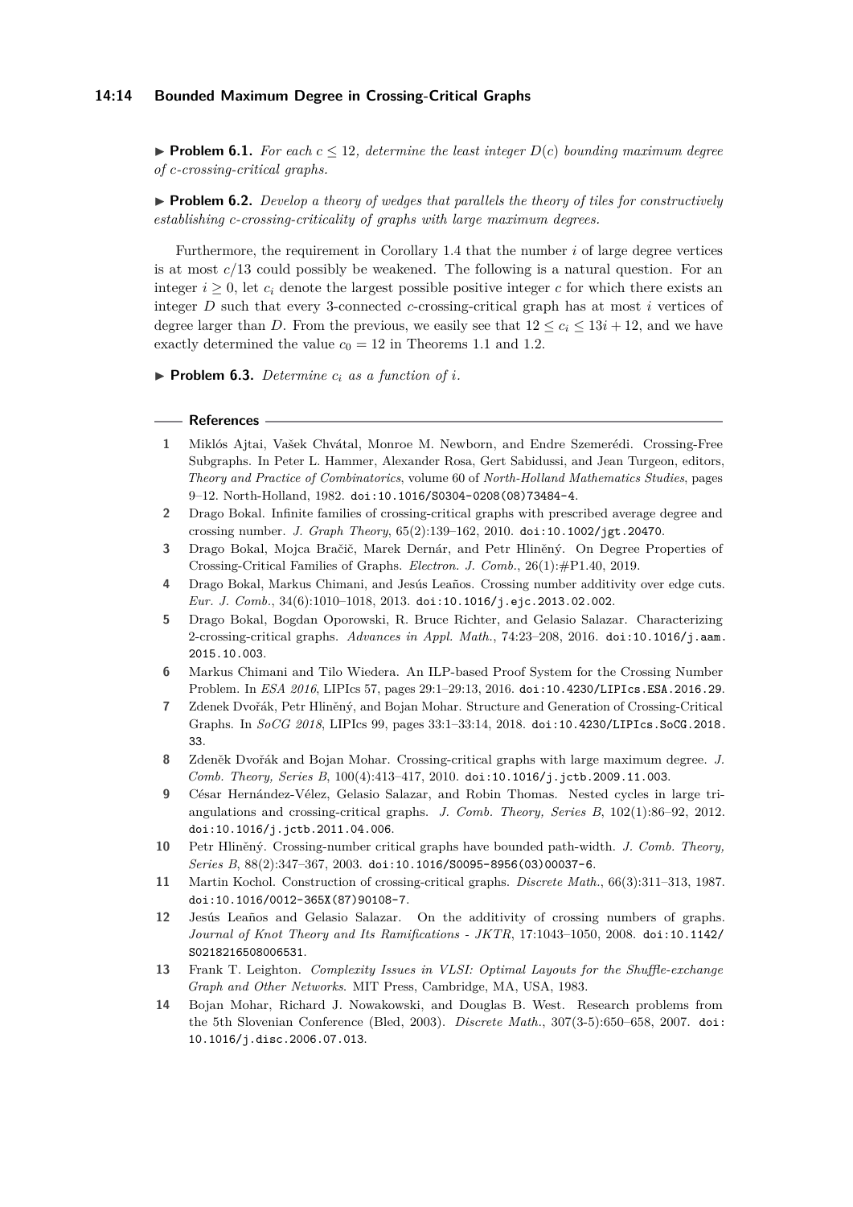▶ **Problem 6.1.** *For each $c \leq 12$, determine the least integer $D(c)$ bounding maximum degree of $c$-crossing-critical graphs.*

▶ **Problem 6.2.** *Develop a theory of wedges that parallels the theory of tiles for constructively establishing $c$-crossing-criticality of graphs with large maximum degrees.*

Furthermore, the requirement in Corollary 1.4 that the number $i$ of large degree vertices is at most $c/13$ could possibly be weakened. The following is a natural question. For an integer $i \geq 0$, let $c_i$ denote the largest possible positive integer $c$ for which there exists an integer $D$ such that every 3-connected $c$-crossing-critical graph has at most $i$ vertices of degree larger than $D$. From the previous, we easily see that $12 \leq c_i \leq 13i + 12$, and we have exactly determined the value $c_0 = 12$ in Theorems 1.1 and 1.2.

▶ **Problem 6.3.** *Determine $c_i$ as a function of $i$.*

## References

1. Miklós Ajtai, Vašek Chvátal, Monroe M. Newborn, and Endre Szemerédi. Crossing-Free Subgraphs. In Peter L. Hammer, Alexander Rosa, Gert Sabidussi, and Jean Turgeon, editors, *Theory and Practice of Combinatorics*, volume 60 of *North-Holland Mathematics Studies*, pages 9–12. North-Holland, 1982. doi:10.1016/S0304-0208(08)73484-4.
2. Drago Bokal. Infinite families of crossing-critical graphs with prescribed average degree and crossing number. *J. Graph Theory*, 65(2):139–162, 2010. doi:10.1002/jgt.20470.
3. Drago Bokal, Mojca Bračič, Marek Dernár, and Petr Hliněný. On Degree Properties of Crossing-Critical Families of Graphs. *Electron. J. Comb.*, 26(1):#P1.40, 2019.
4. Drago Bokal, Markus Chimani, and Jesús Leaños. Crossing number additivity over edge cuts. *Eur. J. Comb.*, 34(6):1010–1018, 2013. doi:10.1016/j.ejc.2013.02.002.
5. Drago Bokal, Bogdan Oporowski, R. Bruce Richter, and Gelasio Salazar. Characterizing 2-crossing-critical graphs. *Advances in Appl. Math.*, 74:23–208, 2016. doi:10.1016/j.aam.2015.10.003.
6. Markus Chimani and Tilo Wiedera. An ILP-based Proof System for the Crossing Number Problem. In *ESA 2016*, LIPIcs 57, pages 29:1–29:13, 2016. doi:10.4230/LIPIcs.ESA.2016.29.
7. Zdenek Dvořák, Petr Hliněný, and Bojan Mohar. Structure and Generation of Crossing-Critical Graphs. In *SoCG 2018*, LIPIcs 99, pages 33:1–33:14, 2018. doi:10.4230/LIPIcs.SoCG.2018.33.
8. Zdeněk Dvořák and Bojan Mohar. Crossing-critical graphs with large maximum degree. *J. Comb. Theory, Series B*, 100(4):413–417, 2010. doi:10.1016/j.jctb.2009.11.003.
9. César Hernández-Vélez, Gelasio Salazar, and Robin Thomas. Nested cycles in large triangulations and crossing-critical graphs. *J. Comb. Theory, Series B*, 102(1):86–92, 2012. doi:10.1016/j.jctb.2011.04.006.
10. Petr Hliněný. Crossing-number critical graphs have bounded path-width. *J. Comb. Theory, Series B*, 88(2):347–367, 2003. doi:10.1016/S0095-8956(03)00037-6.
11. Martin Kochol. Construction of crossing-critical graphs. *Discrete Math.*, 66(3):311–313, 1987. doi:10.1016/0012-365X(87)90108-7.
12. Jesús Leaños and Gelasio Salazar. On the additivity of crossing numbers of graphs. *Journal of Knot Theory and Its Ramifications - JKTR*, 17:1043–1050, 2008. doi:10.1142/S0218216508006531.
13. Frank T. Leighton. *Complexity Issues in VLSI: Optimal Layouts for the Shuffle-exchange Graph and Other Networks*. MIT Press, Cambridge, MA, USA, 1983.
14. Bojan Mohar, Richard J. Nowakowski, and Douglas B. West. Research problems from the 5th Slovenian Conference (Bled, 2003). *Discrete Math.*, 307(3-5):650–658, 2007. doi:10.1016/j.disc.2006.07.013.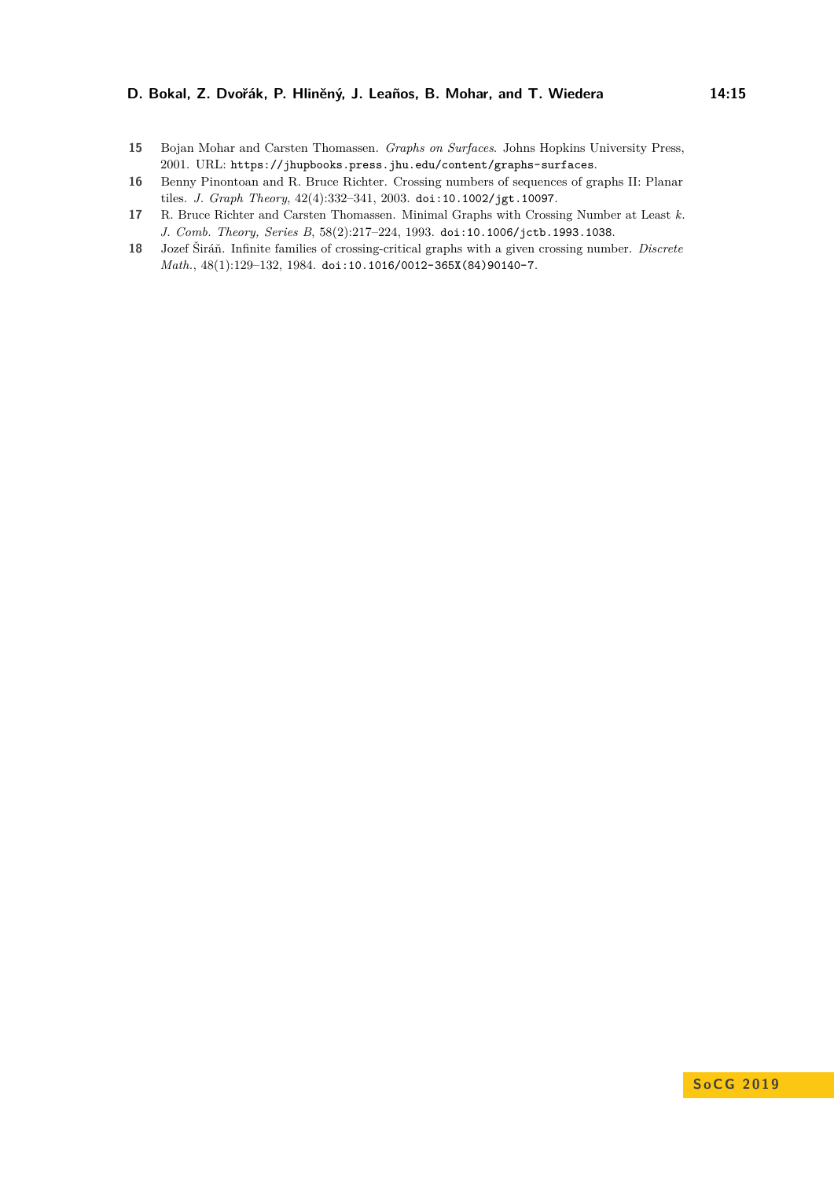15 Bojan Mohar and Carsten Thomassen. *Graphs on Surfaces*. Johns Hopkins University Press, 2001. URL: `https://jhupbooks.press.jhu.edu/content/graphs-surfaces`.

16 Benny Pinontoan and R. Bruce Richter. Crossing numbers of sequences of graphs II: Planar tiles. *J. Graph Theory*, 42(4):332–341, 2003. `doi:10.1002/jgt.10097`.

17 R. Bruce Richter and Carsten Thomassen. Minimal Graphs with Crossing Number at Least $k$. *J. Comb. Theory, Series B*, 58(2):217–224, 1993. `doi:10.1006/jctb.1993.1038`.

18 Jozef Širáň. Infinite families of crossing-critical graphs with a given crossing number. *Discrete Math.*, 48(1):129–132, 1984. `doi:10.1016/0012-365X(84)90140-7`.